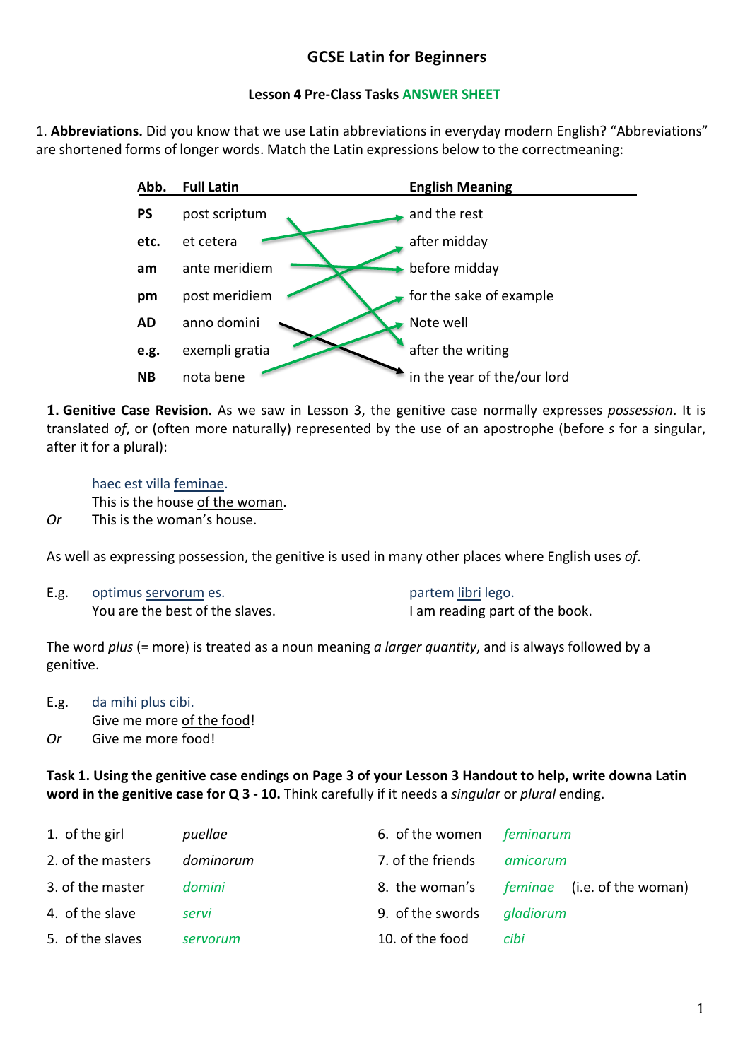# GCSE Latin for Beginners

## Lesson 4 Pre-Class Tasks ANSWER SHEET

1. **Abbreviations.** Did you know that we use Latin abbreviations in everyday modern English? "Abbreviations" are shortened forms of longer words. Match the Latin expressions below to the correctmeaning:

| Abb. | Full Latin | English Meaning |
|---|---|---|
| PS | post scriptum | and the rest |
| etc. | et cetera | after midday |
| am | ante meridiem | before midday |
| pm | post meridiem | for the sake of example |
| AD | anno domini | Note well |
| e.g. | exempli gratia | after the writing |
| NB | nota bene | in the year of the/our lord |

**1. Genitive Case Revision.** As we saw in Lesson 3, the genitive case normally expresses *possession*. It is translated *of*, or (often more naturally) represented by the use of an apostrophe (before *s* for a singular, after it for a plural):

haec est villa feminae.
This is the house of the woman.
*Or* This is the woman's house.

As well as expressing possession, the genitive is used in many other places where English uses *of*.

E.g. optimus servorum es.
You are the best of the slaves.

partem libri lego.
I am reading part of the book.

The word *plus* (= more) is treated as a noun meaning *a larger quantity*, and is always followed by a genitive.

E.g. da mihi plus cibi.
Give me more of the food!
*Or* Give me more food!

**Task 1. Using the genitive case endings on Page 3 of your Lesson 3 Handout to help, write downa Latin word in the genitive case for Q 3 - 10.** Think carefully if it needs a *singular* or *plural* ending.

1. of the girl — *puellae*
2. of the masters — *dominorum*
3. of the master — *domini*
4. of the slave — *servi*
5. of the slaves — *servorum*
6. of the women — *feminarum*
7. of the friends — *amicorum*
8. the woman's — *feminae* (i.e. of the woman)
9. of the swords — *gladiorum*
10. of the food — *cibi*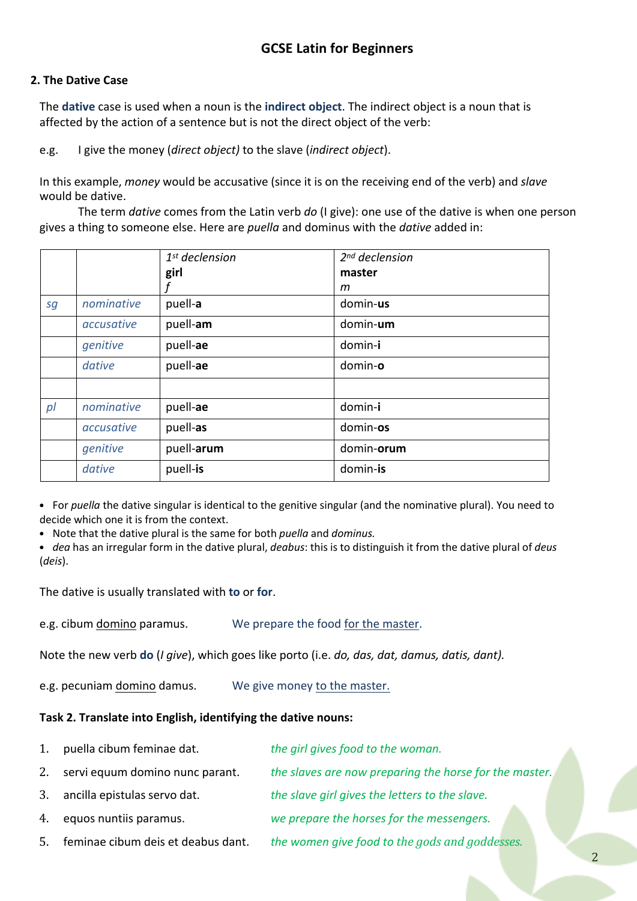# GCSE Latin for Beginners

## 2. The Dative Case

The **dative** case is used when a noun is the **indirect object**. The indirect object is a noun that is affected by the action of a sentence but is not the direct object of the verb:

e.g. I give the money (*direct object)* to the slave (*indirect object*).

In this example, *money* would be accusative (since it is on the receiving end of the verb) and *slave* would be dative.

The term *dative* comes from the Latin verb *do* (I give): one use of the dative is when one person gives a thing to someone else. Here are *puella* and dominus with the *dative* added in:

| | | *1st declension* **girl** *f* | *2nd declension* **master** *m* |
|---|---|---|---|
| *sg* | *nominative* | puell-**a** | domin-**us** |
| | *accusative* | puell-**am** | domin-**um** |
| | *genitive* | puell-**ae** | domin-**i** |
| | *dative* | puell-**ae** | domin-**o** |
| | | | |
| *pl* | *nominative* | puell-**ae** | domin-**i** |
| | *accusative* | puell-**as** | domin-**os** |
| | *genitive* | puell-**arum** | domin-**orum** |
| | *dative* | puell-**is** | domin-**is** |

- For *puella* the dative singular is identical to the genitive singular (and the nominative plural). You need to decide which one it is from the context.
- Note that the dative plural is the same for both *puella* and *dominus.*
- *dea* has an irregular form in the dative plural, *deabus*: this is to distinguish it from the dative plural of *deus* (*deis*).

The dative is usually translated with **to** or **for**.

e.g. cibum domino paramus. We prepare the food for the master.

Note the new verb **do** (*I give*), which goes like porto (i.e. *do, das, dat, damus, datis, dant).*

e.g. pecuniam domino damus. We give money to the master.

**Task 2. Translate into English, identifying the dative nouns:**

1. puella cibum feminae dat. *the girl gives food to the woman.*
2. servi equum domino nunc parant. *the slaves are now preparing the horse for the master.*
3. ancilla epistulas servo dat. *the slave girl gives the letters to the slave.*
4. equos nuntiis paramus. *we prepare the horses for the messengers.*
5. feminae cibum deis et deabus dant. *the women give food to the gods and goddesses.*